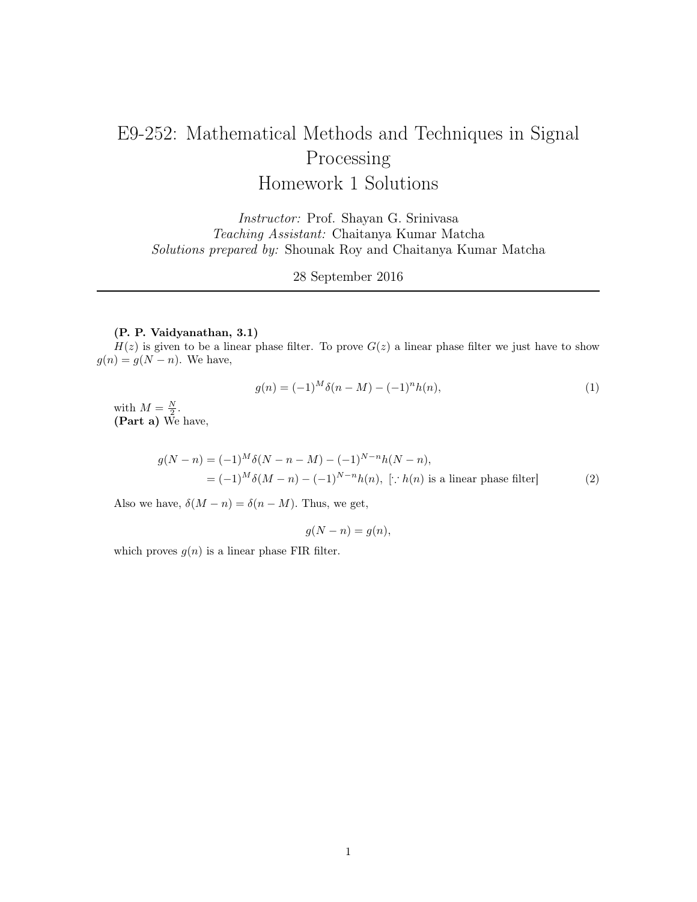# E9-252: Mathematical Methods and Techniques in Signal Processing
# Homework 1 Solutions

*Instructor:* Prof. Shayan G. Srinivasa
*Teaching Assistant:* Chaitanya Kumar Matcha
*Solutions prepared by:* Shounak Roy and Chaitanya Kumar Matcha

28 September 2016

---

**(P. P. Vaidyanathan, 3.1)**

$H(z)$ is given to be a linear phase filter. To prove $G(z)$ a linear phase filter we just have to show $g(n) = g(N - n)$. We have,

$$g(n) = (-1)^M \delta(n - M) - (-1)^n h(n), \tag{1}$$

with $M = \frac{N}{2}$.

**(Part a)** We have,

$$\begin{aligned} g(N-n) &= (-1)^M \delta(N-n-M) - (-1)^{N-n} h(N-n), \\ &= (-1)^M \delta(M-n) - (-1)^{N-n} h(n), \ [\because h(n) \text{ is a linear phase filter}] \end{aligned} \tag{2}$$

Also we have, $\delta(M - n) = \delta(n - M)$. Thus, we get,

$$g(N - n) = g(n),$$

which proves $g(n)$ is a linear phase FIR filter.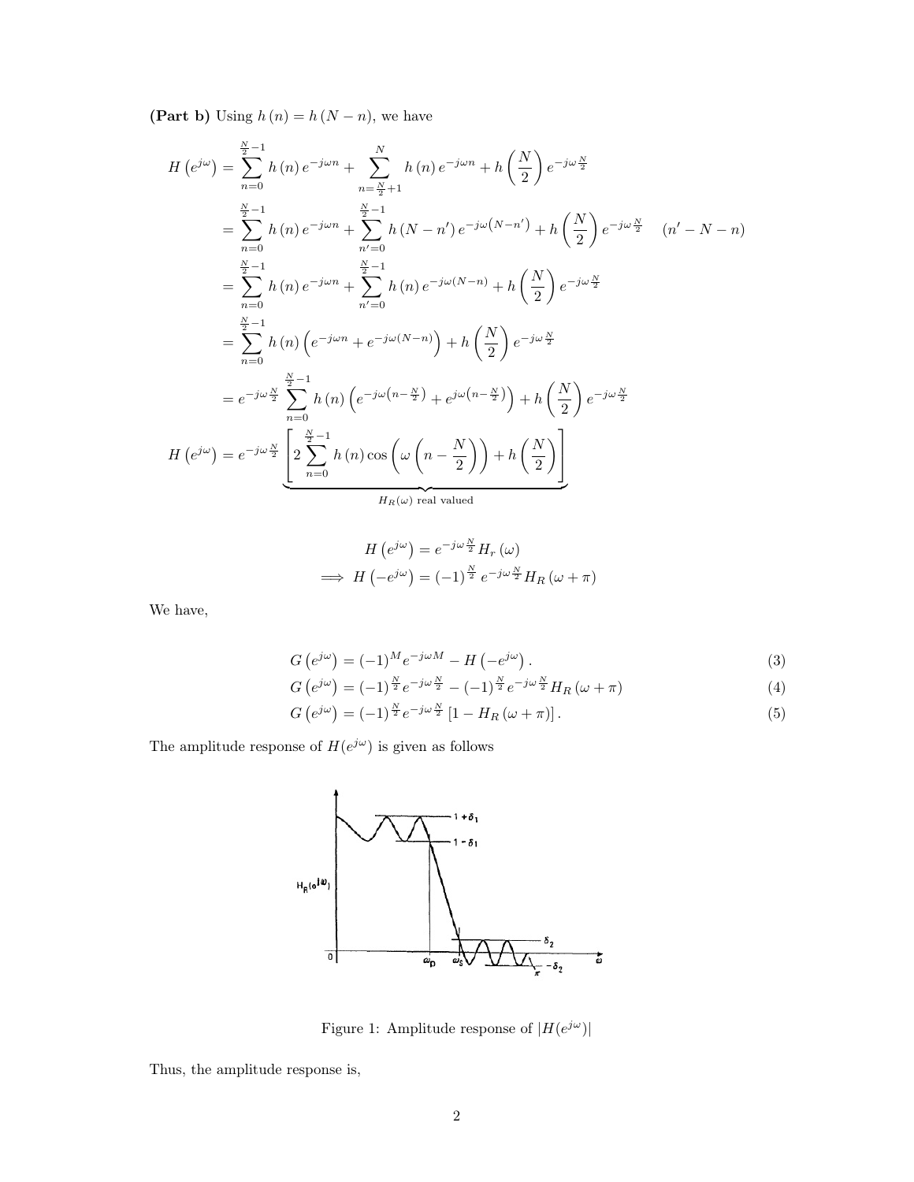**(Part b)** Using $h(n) = h(N-n)$, we have

$$
\begin{aligned}
H\left(e^{j\omega}\right) &= \sum_{n=0}^{\frac{N}{2}-1} h(n)\, e^{-j\omega n} + \sum_{n=\frac{N}{2}+1}^{N} h(n)\, e^{-j\omega n} + h\left(\frac{N}{2}\right) e^{-j\omega \frac{N}{2}} \\
&= \sum_{n=0}^{\frac{N}{2}-1} h(n)\, e^{-j\omega n} + \sum_{n'=0}^{\frac{N}{2}-1} h(N-n')\, e^{-j\omega\left(N-n'\right)} + h\left(\frac{N}{2}\right) e^{-j\omega \frac{N}{2}} \qquad (n' - N - n) \\
&= \sum_{n=0}^{\frac{N}{2}-1} h(n)\, e^{-j\omega n} + \sum_{n'=0}^{\frac{N}{2}-1} h(n)\, e^{-j\omega(N-n)} + h\left(\frac{N}{2}\right) e^{-j\omega \frac{N}{2}} \\
&= \sum_{n=0}^{\frac{N}{2}-1} h(n) \left(e^{-j\omega n} + e^{-j\omega(N-n)}\right) + h\left(\frac{N}{2}\right) e^{-j\omega \frac{N}{2}} \\
&= e^{-j\omega \frac{N}{2}} \sum_{n=0}^{\frac{N}{2}-1} h(n) \left(e^{-j\omega\left(n-\frac{N}{2}\right)} + e^{j\omega\left(n-\frac{N}{2}\right)}\right) + h\left(\frac{N}{2}\right) e^{-j\omega \frac{N}{2}} \\
H\left(e^{j\omega}\right) &= e^{-j\omega \frac{N}{2}} \underbrace{\left[ 2 \sum_{n=0}^{\frac{N}{2}-1} h(n) \cos\left(\omega\left(n - \frac{N}{2}\right)\right) + h\left(\frac{N}{2}\right) \right]}_{H_R(\omega) \text{ real valued}}
\end{aligned}
$$

$$
\begin{aligned}
H\left(e^{j\omega}\right) &= e^{-j\omega \frac{N}{2}} H_r(\omega) \\
\implies H\left(-e^{j\omega}\right) &= (-1)^{\frac{N}{2}} e^{-j\omega \frac{N}{2}} H_R(\omega + \pi)
\end{aligned}
$$

We have,

$$
G\left(e^{j\omega}\right) = (-1)^M e^{-j\omega M} - H\left(-e^{j\omega}\right). \tag{3}
$$

$$
G\left(e^{j\omega}\right) = (-1)^{\frac{N}{2}} e^{-j\omega \frac{N}{2}} - (-1)^{\frac{N}{2}} e^{-j\omega \frac{N}{2}} H_R(\omega + \pi) \tag{4}
$$

$$
G\left(e^{j\omega}\right) = (-1)^{\frac{N}{2}} e^{-j\omega \frac{N}{2}} \left[1 - H_R(\omega + \pi)\right]. \tag{5}
$$

The amplitude response of $H(e^{j\omega})$ is given as follows

Figure 1: Amplitude response of $|H(e^{j\omega})|$

Thus, the amplitude response is,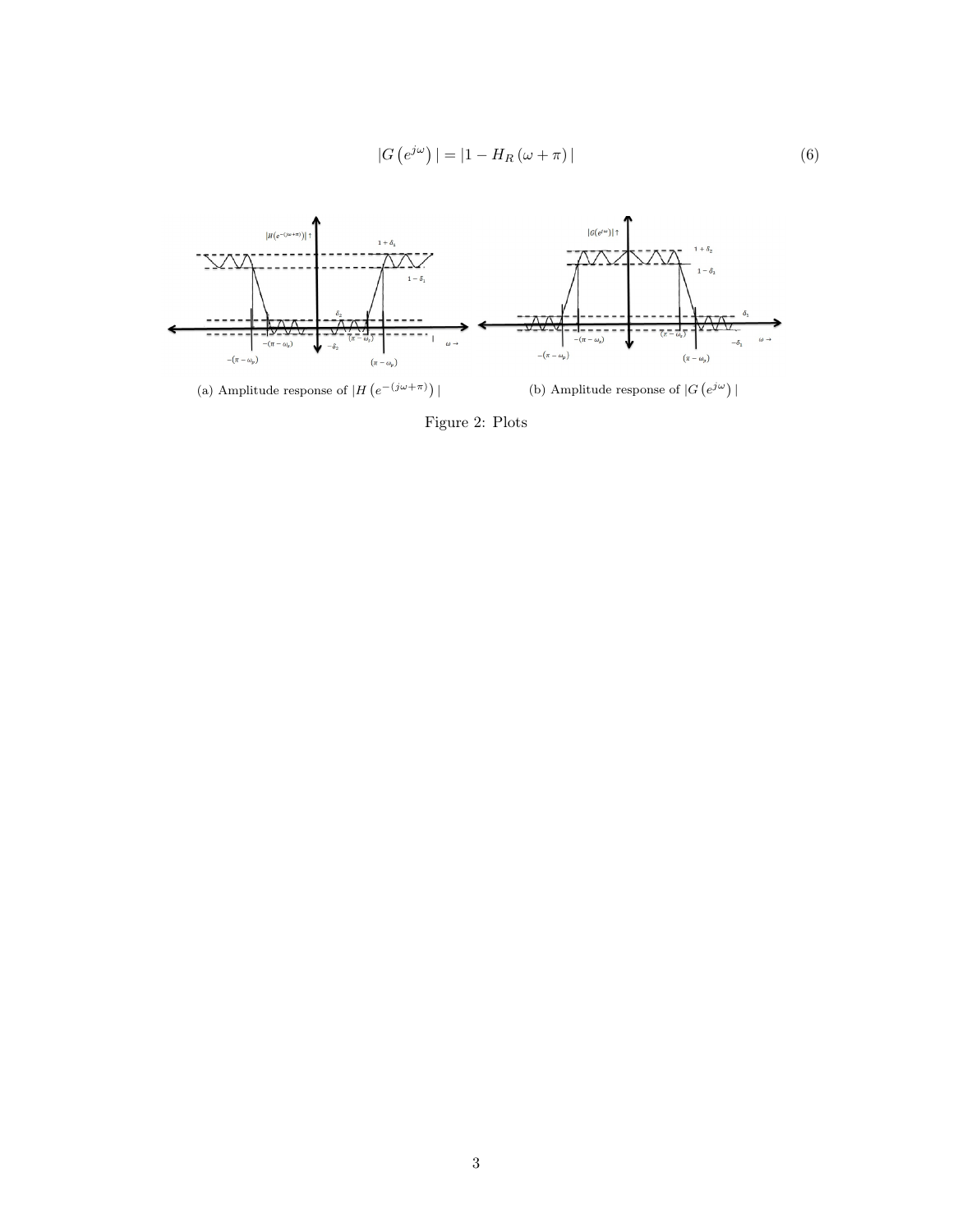$$|G\left(e^{j\omega}\right)| = |1 - H_R\left(\omega + \pi\right)| \tag{6}$$

(a) Amplitude response of $|H\left(e^{-(j\omega+\pi)}\right)|$

(b) Amplitude response of $|G\left(e^{j\omega}\right)|$

Figure 2: Plots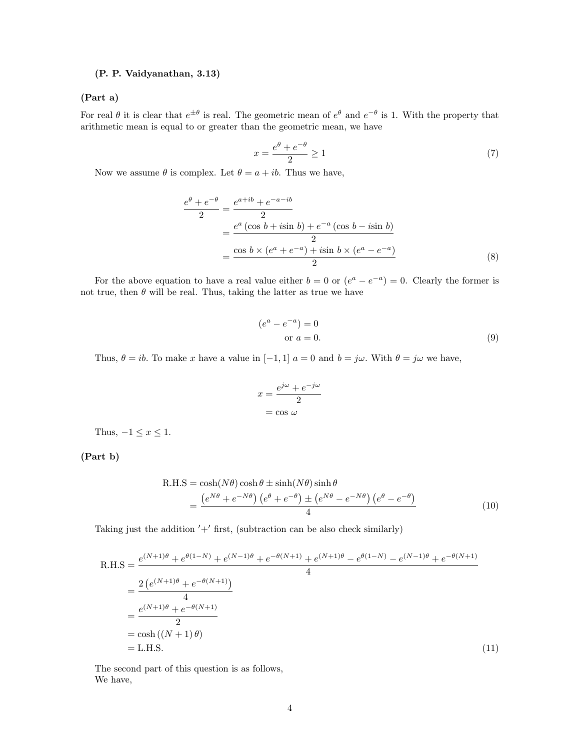**(P. P. Vaidyanathan, 3.13)**

**(Part a)**

For real $\theta$ it is clear that $e^{\pm\theta}$ is real. The geometric mean of $e^{\theta}$ and $e^{-\theta}$ is 1. With the property that arithmetic mean is equal to or greater than the geometric mean, we have

$$x = \frac{e^{\theta} + e^{-\theta}}{2} \geq 1 \tag{7}$$

Now we assume $\theta$ is complex. Let $\theta = a + ib$. Thus we have,

$$\begin{aligned}
\frac{e^{\theta} + e^{-\theta}}{2} &= \frac{e^{a+ib} + e^{-a-ib}}{2} \\
&= \frac{e^{a}\left(\cos b + i\sin b\right) + e^{-a}\left(\cos b - i\sin b\right)}{2} \\
&= \frac{\cos b \times \left(e^{a} + e^{-a}\right) + i\sin b \times \left(e^{a} - e^{-a}\right)}{2}
\end{aligned} \tag{8}$$

For the above equation to have a real value either $b = 0$ or $(e^{a} - e^{-a}) = 0$. Clearly the former is not true, then $\theta$ will be real. Thus, taking the latter as true we have

$$\begin{aligned}
(e^{a} - e^{-a}) &= 0 \\
\text{or } a &= 0.
\end{aligned} \tag{9}$$

Thus, $\theta = ib$. To make $x$ have a value in $[-1, 1]$ $a = 0$ and $b = j\omega$. With $\theta = j\omega$ we have,

$$\begin{aligned}
x &= \frac{e^{j\omega} + e^{-j\omega}}{2} \\
&= \cos\omega
\end{aligned}$$

Thus, $-1 \leq x \leq 1$.

**(Part b)**

$$\begin{aligned}
\text{R.H.S} &= \cosh(N\theta)\cosh\theta \pm \sinh(N\theta)\sinh\theta \\
&= \frac{\left(e^{N\theta} + e^{-N\theta}\right)\left(e^{\theta} + e^{-\theta}\right) \pm \left(e^{N\theta} - e^{-N\theta}\right)\left(e^{\theta} - e^{-\theta}\right)}{4}
\end{aligned} \tag{10}$$

Taking just the addition $'+'$ first, (subtraction can be also check similarly)

$$\begin{aligned}
\text{R.H.S} &= \frac{e^{(N+1)\theta} + e^{\theta(1-N)} + e^{(N-1)\theta} + e^{-\theta(N+1)} + e^{(N+1)\theta} - e^{\theta(1-N)} - e^{(N-1)\theta} + e^{-\theta(N+1)}}{4} \\
&= \frac{2\left(e^{(N+1)\theta} + e^{-\theta(N+1)}\right)}{4} \\
&= \frac{e^{(N+1)\theta} + e^{-\theta(N+1)}}{2} \\
&= \cosh\left((N+1)\theta\right) \\
&= \text{L.H.S.}
\end{aligned} \tag{11}$$

The second part of this question is as follows,
We have,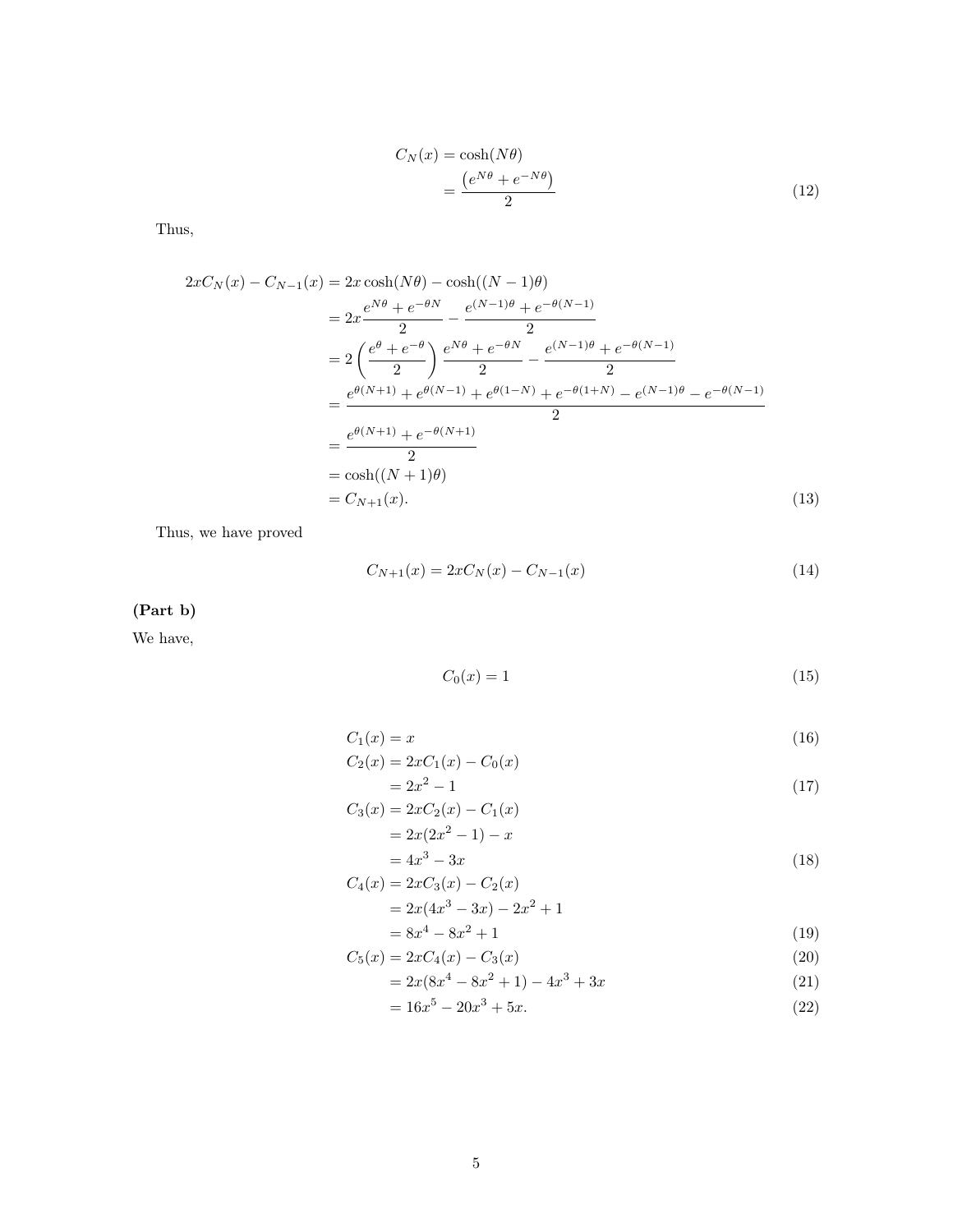$$
\begin{aligned}
C_N(x) &= \cosh(N\theta) \\
&= \frac{\left(e^{N\theta} + e^{-N\theta}\right)}{2}
\end{aligned}
\tag{12}
$$

Thus,

$$
\begin{aligned}
2xC_N(x) - C_{N-1}(x) &= 2x\cosh(N\theta) - \cosh((N-1)\theta) \\
&= 2x\frac{e^{N\theta} + e^{-\theta N}}{2} - \frac{e^{(N-1)\theta} + e^{-\theta(N-1)}}{2} \\
&= 2\left(\frac{e^{\theta} + e^{-\theta}}{2}\right)\frac{e^{N\theta} + e^{-\theta N}}{2} - \frac{e^{(N-1)\theta} + e^{-\theta(N-1)}}{2} \\
&= \frac{e^{\theta(N+1)} + e^{\theta(N-1)} + e^{\theta(1-N)} + e^{-\theta(1+N)} - e^{(N-1)\theta} - e^{-\theta(N-1)}}{2} \\
&= \frac{e^{\theta(N+1)} + e^{-\theta(N+1)}}{2} \\
&= \cosh((N+1)\theta) \\
&= C_{N+1}(x).
\end{aligned}
\tag{13}
$$

Thus, we have proved

$$
C_{N+1}(x) = 2xC_N(x) - C_{N-1}(x)
\tag{14}
$$

**(Part b)**

We have,

$$
C_0(x) = 1
\tag{15}
$$

$$
C_1(x) = x
\tag{16}
$$

$$
\begin{aligned}
C_2(x) &= 2xC_1(x) - C_0(x) \\
&= 2x^2 - 1
\end{aligned}
\tag{17}
$$

$$
\begin{aligned}
C_3(x) &= 2xC_2(x) - C_1(x) \\
&= 2x(2x^2 - 1) - x \\
&= 4x^3 - 3x
\end{aligned}
\tag{18}
$$

$$
\begin{aligned}
C_4(x) &= 2xC_3(x) - C_2(x) \\
&= 2x(4x^3 - 3x) - 2x^2 + 1 \\
&= 8x^4 - 8x^2 + 1
\end{aligned}
\tag{19}
$$

$$
C_5(x) = 2xC_4(x) - C_3(x)
\tag{20}
$$

$$
= 2x(8x^4 - 8x^2 + 1) - 4x^3 + 3x
\tag{21}
$$

$$
= 16x^5 - 20x^3 + 5x.
\tag{22}
$$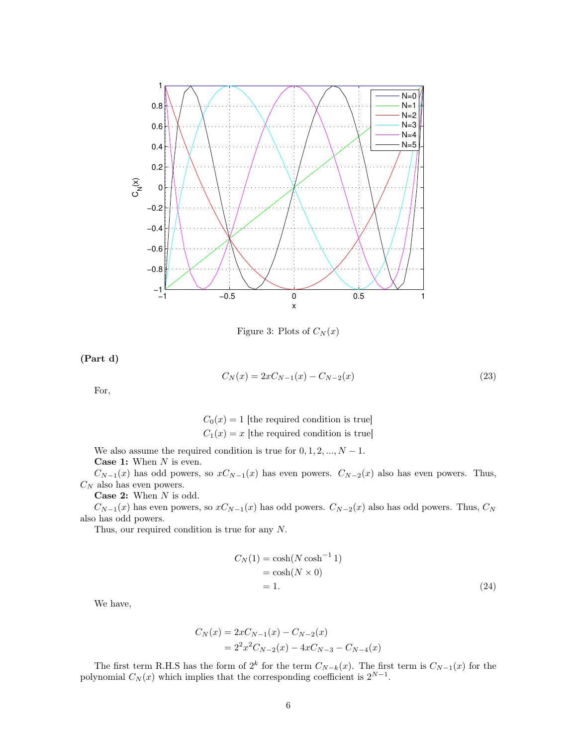Figure 3: Plots of $C_N(x)$

**(Part d)**

$$C_N(x) = 2xC_{N-1}(x) - C_{N-2}(x) \tag{23}$$

For,

$$C_0(x) = 1 \text{ [the required condition is true]}$$
$$C_1(x) = x \text{ [the required condition is true]}$$

We also assume the required condition is true for $0, 1, 2, ..., N-1$.

**Case 1:** When $N$ is even.

$C_{N-1}(x)$ has odd powers, so $xC_{N-1}(x)$ has even powers. $C_{N-2}(x)$ also has even powers. Thus, $C_N$ also has even powers.

**Case 2:** When $N$ is odd.

$C_{N-1}(x)$ has even powers, so $xC_{N-1}(x)$ has odd powers. $C_{N-2}(x)$ also has odd powers. Thus, $C_N$ also has odd powers.

Thus, our required condition is true for any $N$.

$$\begin{aligned} C_N(1) &= \cosh(N \cosh^{-1} 1) \\ &= \cosh(N \times 0) \\ &= 1. \end{aligned} \tag{24}$$

We have,

$$\begin{aligned} C_N(x) &= 2xC_{N-1}(x) - C_{N-2}(x) \\ &= 2^2x^2C_{N-2}(x) - 4xC_{N-3} - C_{N-4}(x) \end{aligned}$$

The first term R.H.S has the form of $2^k$ for the term $C_{N-k}(x)$. The first term is $C_{N-1}(x)$ for the polynomial $C_N(x)$ which implies that the corresponding coefficient is $2^{N-1}$.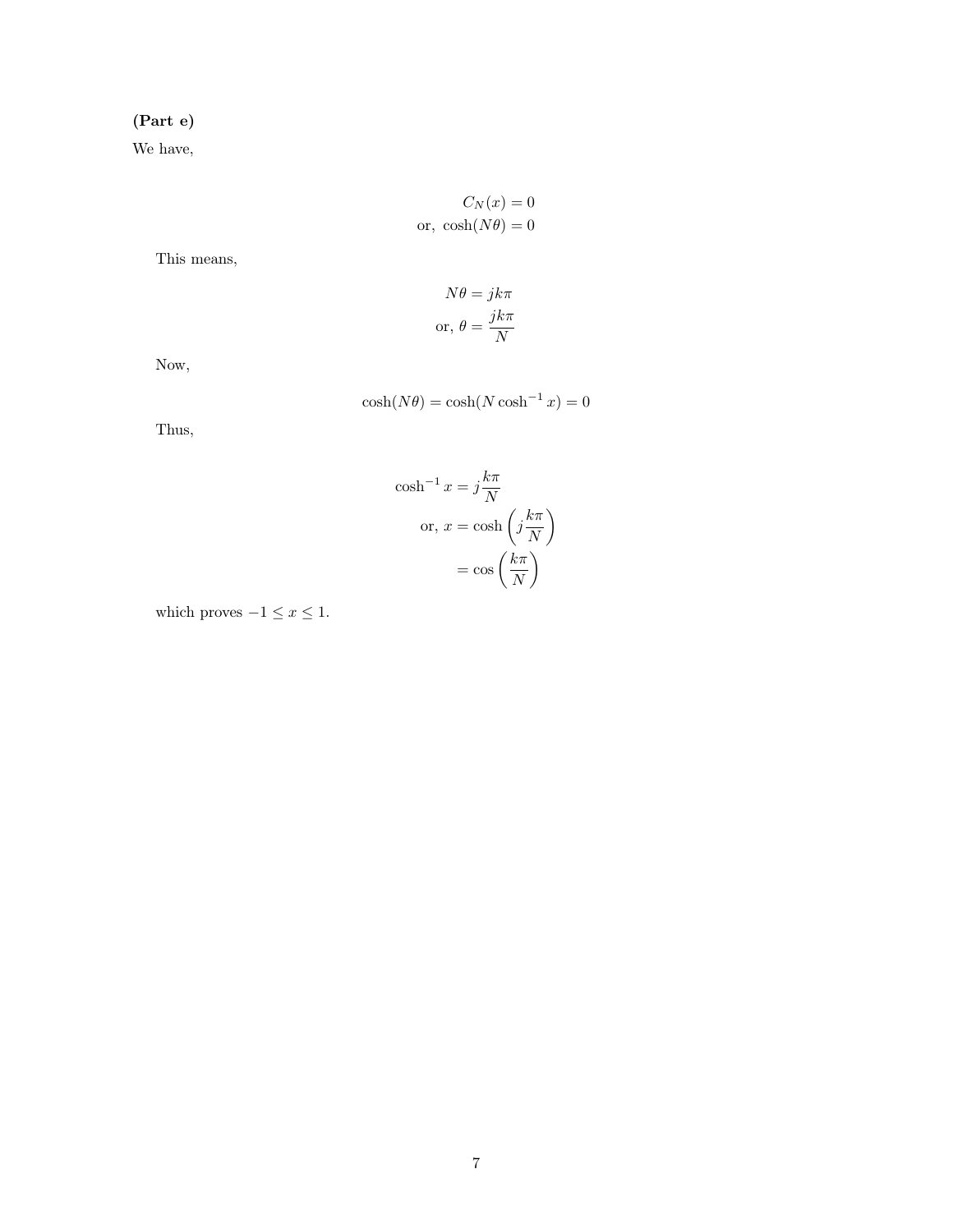**(Part e)**

We have,

$$
\begin{aligned}
C_N(x) &= 0 \\
\text{or, } \cosh(N\theta) &= 0
\end{aligned}
$$

This means,

$$
\begin{aligned}
N\theta &= jk\pi \\
\text{or, } \theta &= \frac{jk\pi}{N}
\end{aligned}
$$

Now,

$$
\cosh(N\theta) = \cosh(N\cosh^{-1}x) = 0
$$

Thus,

$$
\begin{aligned}
\cosh^{-1}x &= j\frac{k\pi}{N} \\
\text{or, } x &= \cosh\left(j\frac{k\pi}{N}\right) \\
&= \cos\left(\frac{k\pi}{N}\right)
\end{aligned}
$$

which proves $-1 \le x \le 1$.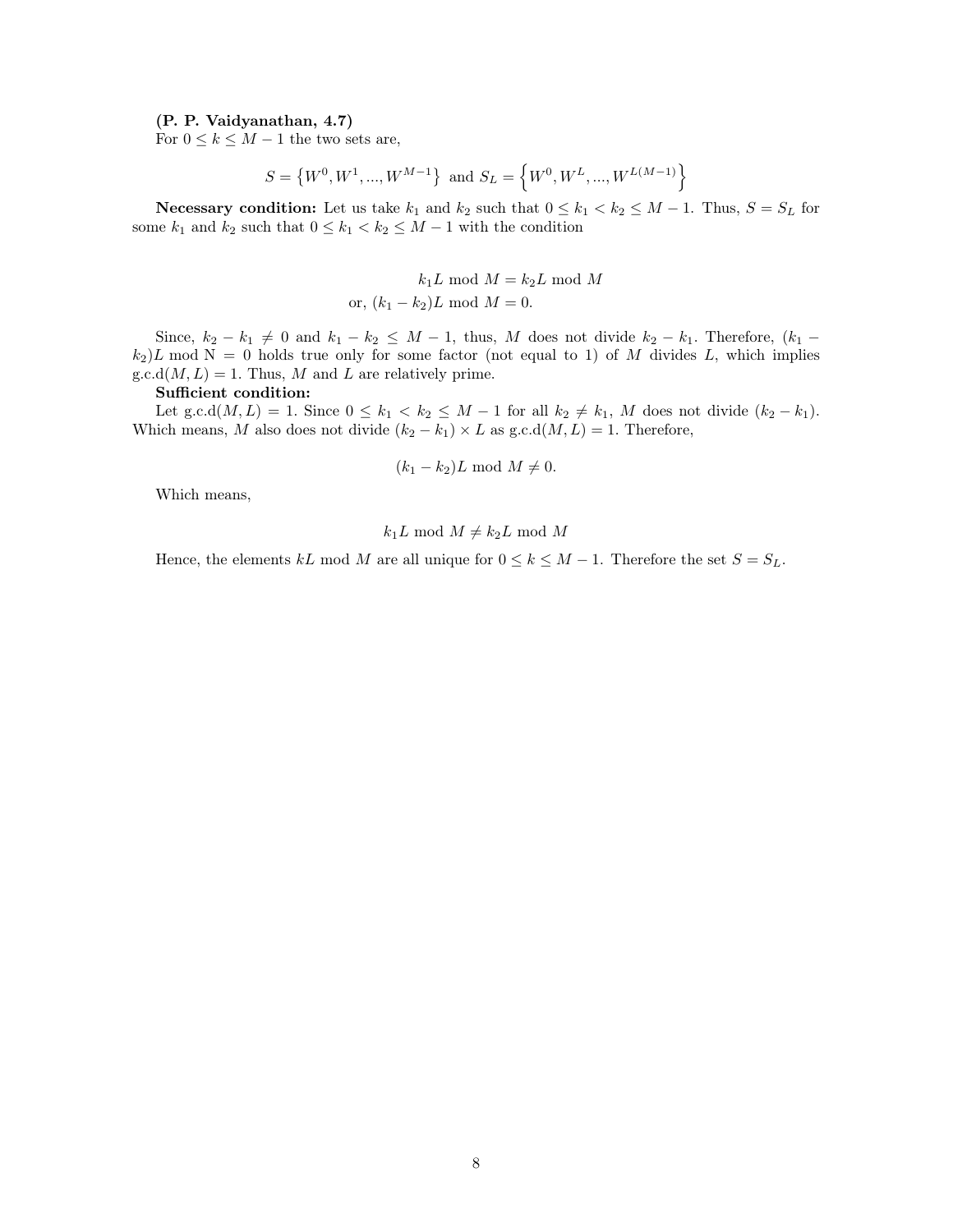**(P. P. Vaidyanathan, 4.7)**
For $0 \leq k \leq M-1$ the two sets are,

$$S = \left\{W^0, W^1, ..., W^{M-1}\right\} \text{ and } S_L = \left\{W^0, W^L, ..., W^{L(M-1)}\right\}$$

**Necessary condition:** Let us take $k_1$ and $k_2$ such that $0 \leq k_1 < k_2 \leq M-1$. Thus, $S = S_L$ for some $k_1$ and $k_2$ such that $0 \leq k_1 < k_2 \leq M-1$ with the condition

$$k_1 L \text{ mod } M = k_2 L \text{ mod } M$$
$$\text{or, } (k_1 - k_2)L \text{ mod } M = 0.$$

Since, $k_2 - k_1 \neq 0$ and $k_1 - k_2 \leq M-1$, thus, $M$ does not divide $k_2 - k_1$. Therefore, $(k_1 - k_2)L$ mod N $= 0$ holds true only for some factor (not equal to 1) of $M$ divides $L$, which implies g.c.d$(M, L) = 1$. Thus, $M$ and $L$ are relatively prime.

**Sufficient condition:**
Let g.c.d$(M, L) = 1$. Since $0 \leq k_1 < k_2 \leq M-1$ for all $k_2 \neq k_1$, $M$ does not divide $(k_2 - k_1)$. Which means, $M$ also does not divide $(k_2 - k_1) \times L$ as g.c.d$(M, L) = 1$. Therefore,

$$(k_1 - k_2)L \text{ mod } M \neq 0.$$

Which means,

$$k_1 L \text{ mod } M \neq k_2 L \text{ mod } M$$

Hence, the elements $kL$ mod $M$ are all unique for $0 \leq k \leq M-1$. Therefore the set $S = S_L$.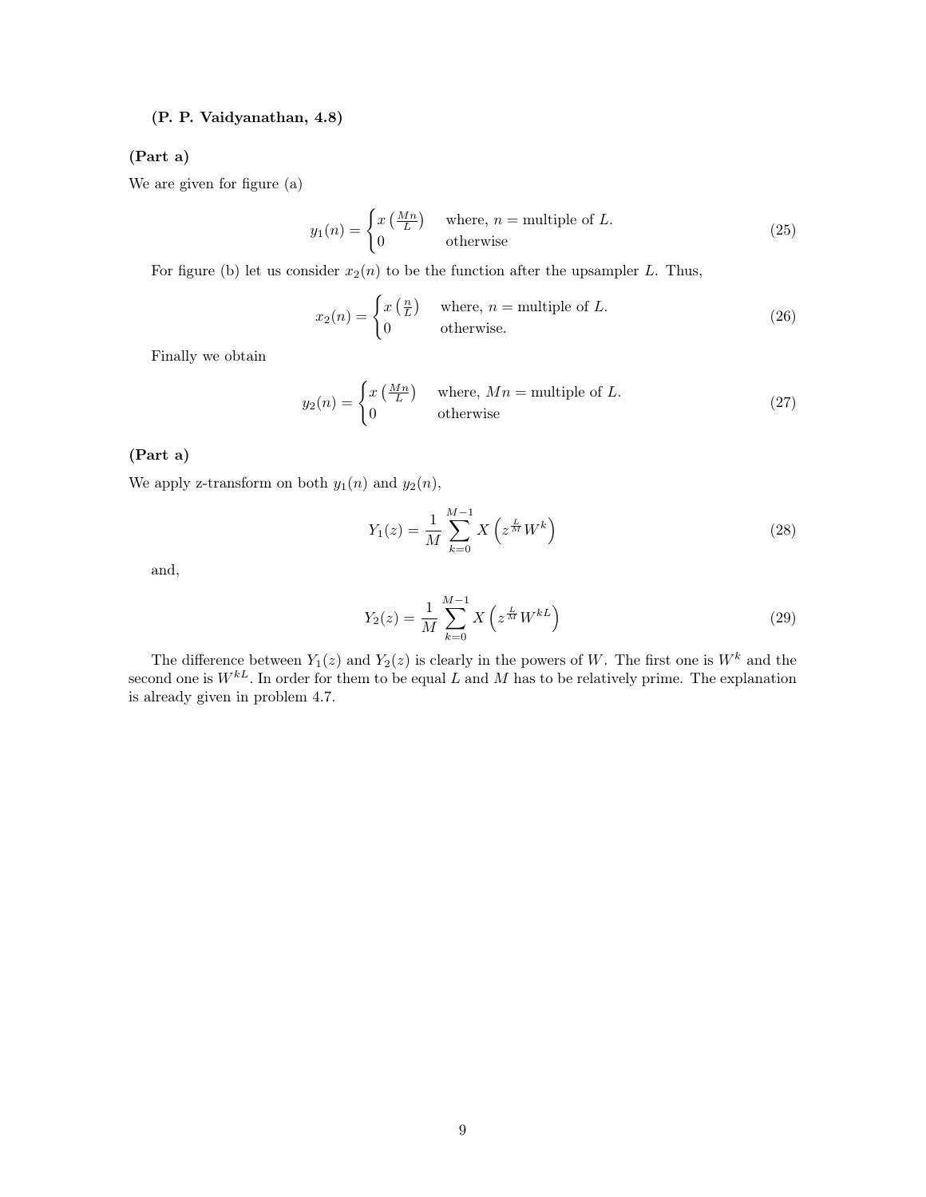**(P. P. Vaidyanathan, 4.8)**

**(Part a)**

We are given for figure (a)

$$y_1(n) = \begin{cases} x\left(\frac{Mn}{L}\right) & \text{where, } n = \text{multiple of } L. \\ 0 & \text{otherwise} \end{cases} \tag{25}$$

For figure (b) let us consider $x_2(n)$ to be the function after the upsampler $L$. Thus,

$$x_2(n) = \begin{cases} x\left(\frac{n}{L}\right) & \text{where, } n = \text{multiple of } L. \\ 0 & \text{otherwise.} \end{cases} \tag{26}$$

Finally we obtain

$$y_2(n) = \begin{cases} x\left(\frac{Mn}{L}\right) & \text{where, } Mn = \text{multiple of } L. \\ 0 & \text{otherwise} \end{cases} \tag{27}$$

**(Part a)**

We apply z-transform on both $y_1(n)$ and $y_2(n)$,

$$Y_1(z) = \frac{1}{M} \sum_{k=0}^{M-1} X\left(z^{\frac{L}{M}} W^k\right) \tag{28}$$

and,

$$Y_2(z) = \frac{1}{M} \sum_{k=0}^{M-1} X\left(z^{\frac{L}{M}} W^{kL}\right) \tag{29}$$

The difference between $Y_1(z)$ and $Y_2(z)$ is clearly in the powers of $W$. The first one is $W^k$ and the second one is $W^{kL}$. In order for them to be equal $L$ and $M$ has to be relatively prime. The explanation is already given in problem 4.7.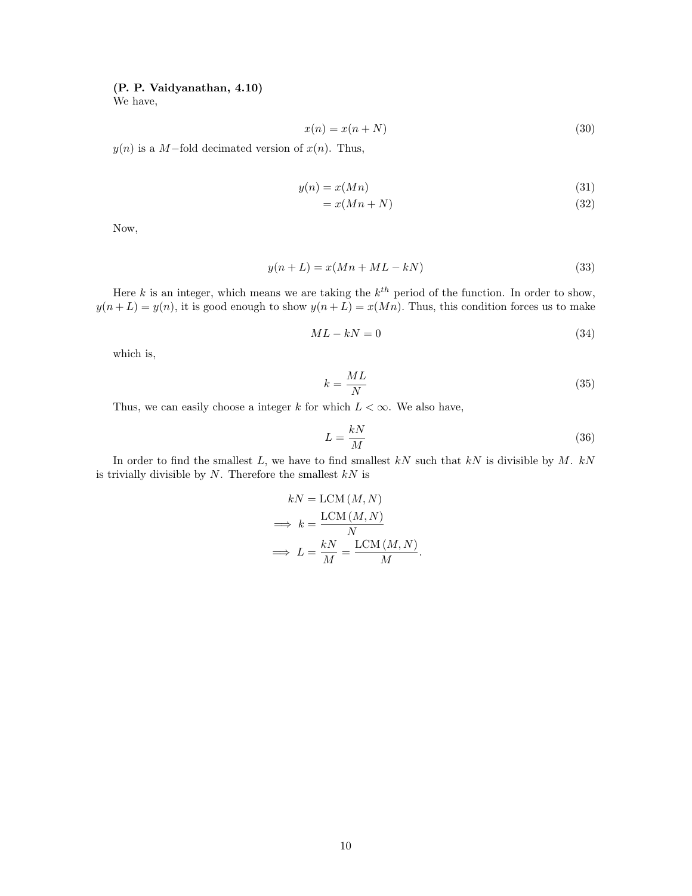**(P. P. Vaidyanathan, 4.10)**
We have,

$$x(n) = x(n+N) \tag{30}$$

$y(n)$ is a $M-$fold decimated version of $x(n)$. Thus,

$$\begin{align} y(n) &= x(Mn) \tag{31} \\ &= x(Mn+N) \tag{32} \end{align}$$

Now,

$$y(n+L) = x(Mn+ML-kN) \tag{33}$$

Here $k$ is an integer, which means we are taking the $k^{th}$ period of the function. In order to show, $y(n+L) = y(n)$, it is good enough to show $y(n+L) = x(Mn)$. Thus, this condition forces us to make

$$ML - kN = 0 \tag{34}$$

which is,

$$k = \frac{ML}{N} \tag{35}$$

Thus, we can easily choose a integer $k$ for which $L < \infty$. We also have,

$$L = \frac{kN}{M} \tag{36}$$

In order to find the smallest $L$, we have to find smallest $kN$ such that $kN$ is divisible by $M$. $kN$ is trivially divisible by $N$. Therefore the smallest $kN$ is

$$\begin{aligned} kN &= \text{LCM}\,(M,N) \\ \implies k &= \frac{\text{LCM}\,(M,N)}{N} \\ \implies L &= \frac{kN}{M} = \frac{\text{LCM}\,(M,N)}{M}. \end{aligned}$$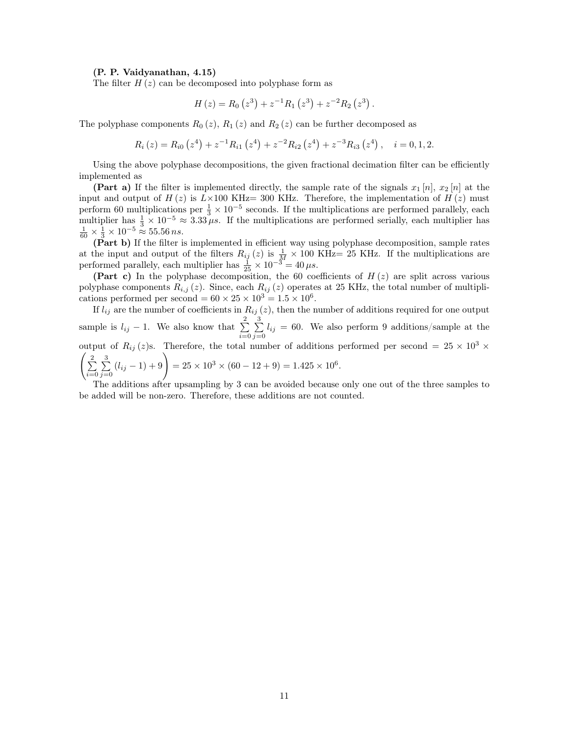**(P. P. Vaidyanathan, 4.15)**
The filter $H(z)$ can be decomposed into polyphase form as

$$H(z) = R_0\left(z^3\right) + z^{-1}R_1\left(z^3\right) + z^{-2}R_2\left(z^3\right).$$

The polyphase components $R_0(z)$, $R_1(z)$ and $R_2(z)$ can be further decomposed as

$$R_i(z) = R_{i0}\left(z^4\right) + z^{-1}R_{i1}\left(z^4\right) + z^{-2}R_{i2}\left(z^4\right) + z^{-3}R_{i3}\left(z^4\right), \quad i = 0, 1, 2.$$

Using the above polyphase decompositions, the given fractional decimation filter can be efficiently implemented as

**(Part a)** If the filter is implemented directly, the sample rate of the signals $x_1[n]$, $x_2[n]$ at the input and output of $H(z)$ is $L\times 100$ KHz= 300 KHz. Therefore, the implementation of $H(z)$ must perform 60 multiplications per $\frac{1}{3}\times 10^{-5}$ seconds. If the multiplications are performed parallely, each multiplier has $\frac{1}{3}\times 10^{-5} \approx 3.33\,\mu s$. If the multiplications are performed serially, each multiplier has $\frac{1}{60}\times\frac{1}{3}\times 10^{-5} \approx 55.56\,ns$.

**(Part b)** If the filter is implemented in efficient way using polyphase decomposition, sample rates at the input and output of the filters $R_{ij}(z)$ is $\frac{1}{M}\times 100$ KHz= 25 KHz. If the multiplications are performed parallely, each multiplier has $\frac{1}{25}\times 10^{-3} = 40\,\mu s$.

**(Part c)** In the polyphase decomposition, the 60 coefficients of $H(z)$ are split across various polyphase components $R_{i,j}(z)$. Since, each $R_{ij}(z)$ operates at 25 KHz, the total number of multiplications performed per second $= 60\times 25\times 10^3 = 1.5\times 10^6$.

If $l_{ij}$ are the number of coefficients in $R_{ij}(z)$, then the number of additions required for one output sample is $l_{ij}-1$. We also know that $\sum\limits_{i=0}^{2}\sum\limits_{j=0}^{3} l_{ij} = 60$. We also perform 9 additions/sample at the output of $R_{ij}(z)$s. Therefore, the total number of additions performed per second $= 25\times 10^3 \times \left(\sum\limits_{i=0}^{2}\sum\limits_{j=0}^{3}(l_{ij}-1)+9\right) = 25\times 10^3\times(60-12+9) = 1.425\times 10^6$.

The additions after upsampling by 3 can be avoided because only one out of the three samples to be added will be non-zero. Therefore, these additions are not counted.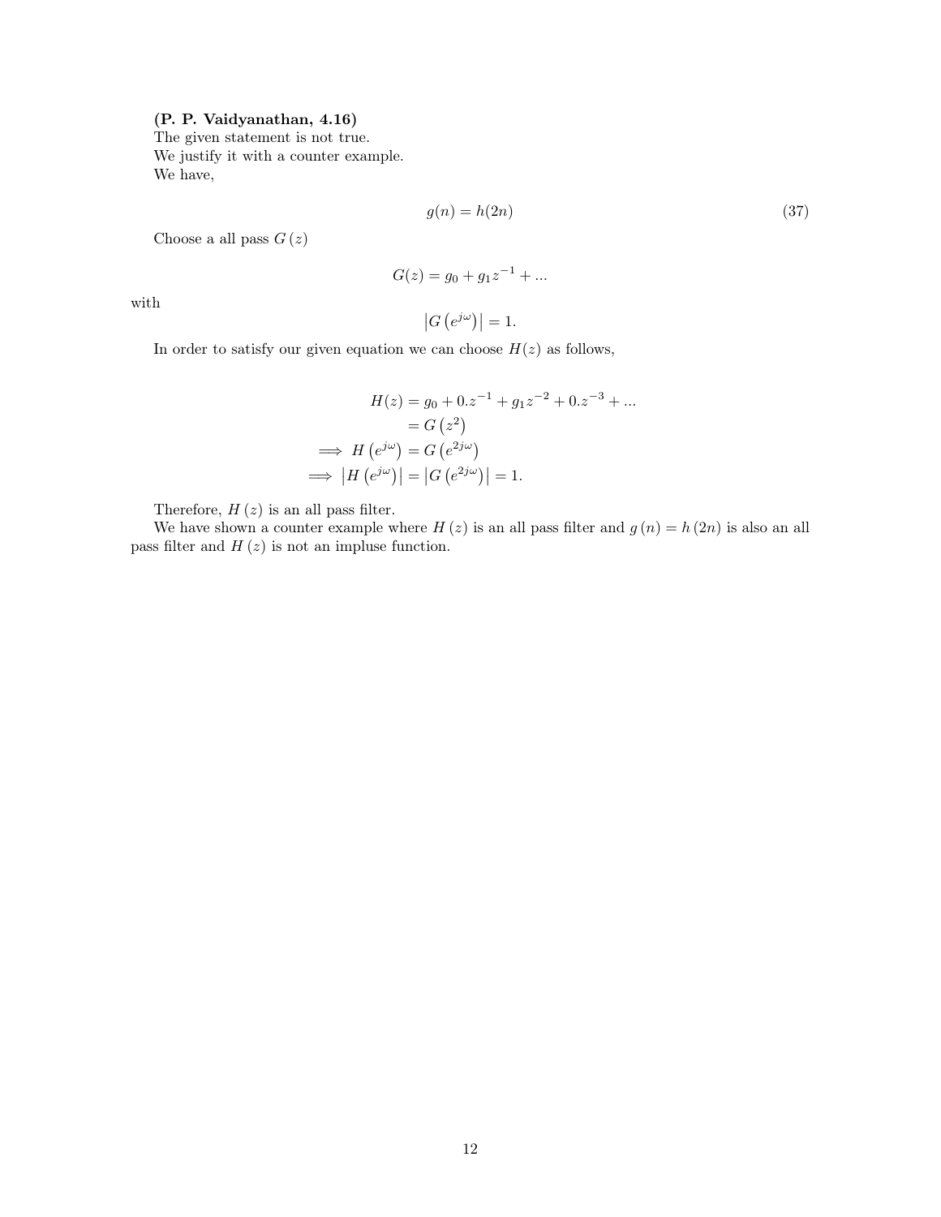**(P. P. Vaidyanathan, 4.16)**
The given statement is not true.
We justify it with a counter example.
We have,

$$g(n) = h(2n) \tag{37}$$

Choose a all pass $G(z)$

$$G(z) = g_0 + g_1 z^{-1} + ...$$

with

$$\left|G\left(e^{j\omega}\right)\right| = 1.$$

In order to satisfy our given equation we can choose $H(z)$ as follows,

$$\begin{aligned}
H(z) &= g_0 + 0.z^{-1} + g_1 z^{-2} + 0.z^{-3} + ... \\
&= G\left(z^2\right) \\
\implies H\left(e^{j\omega}\right) &= G\left(e^{2j\omega}\right) \\
\implies \left|H\left(e^{j\omega}\right)\right| &= \left|G\left(e^{2j\omega}\right)\right| = 1.
\end{aligned}$$

Therefore, $H(z)$ is an all pass filter.

We have shown a counter example where $H(z)$ is an all pass filter and $g(n) = h(2n)$ is also an all pass filter and $H(z)$ is not an impluse function.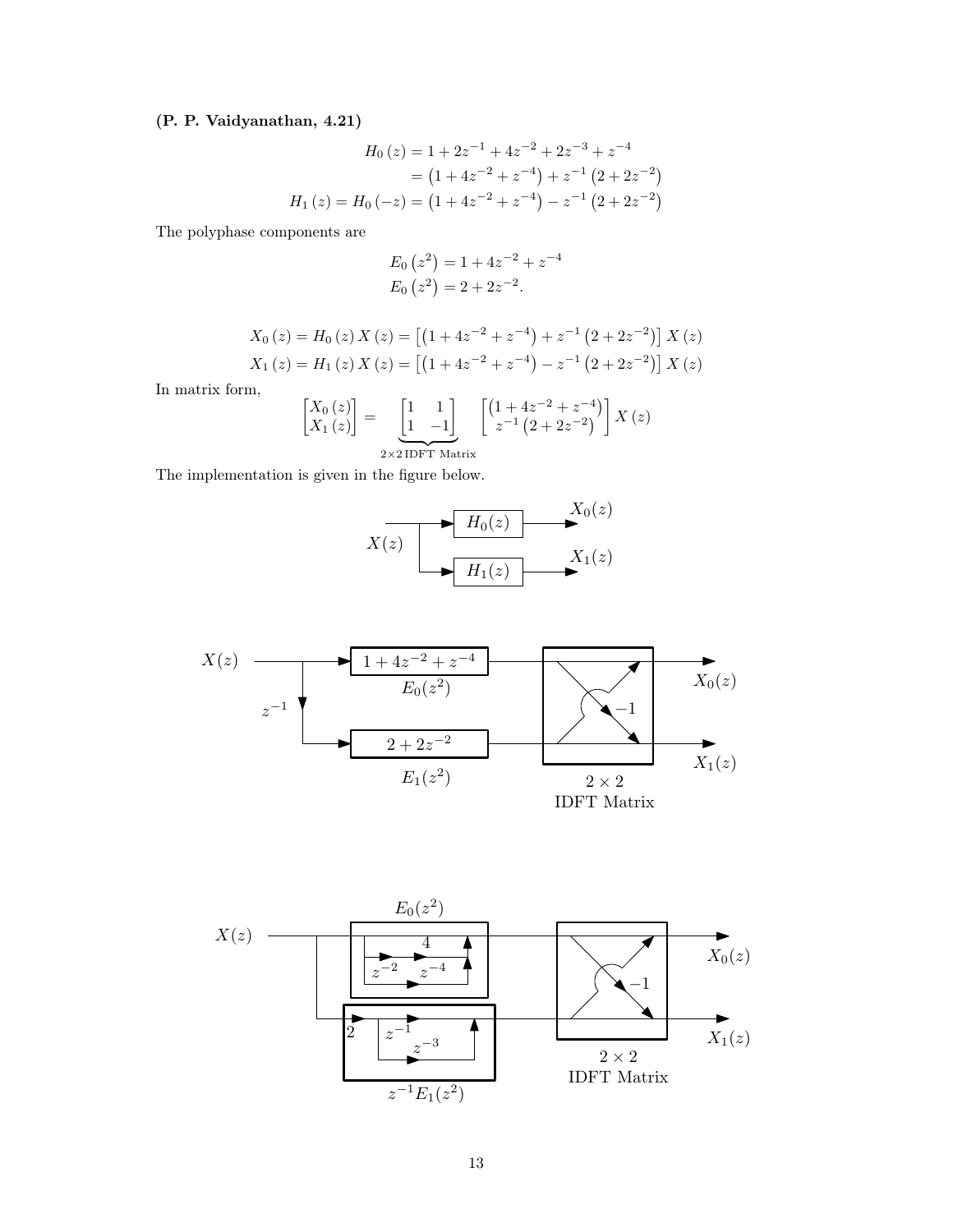**(P. P. Vaidyanathan, 4.21)**

$$
\begin{aligned}
H_0(z) &= 1 + 2z^{-1} + 4z^{-2} + 2z^{-3} + z^{-4} \\
&= \left(1 + 4z^{-2} + z^{-4}\right) + z^{-1}\left(2 + 2z^{-2}\right) \\
H_1(z) = H_0(-z) &= \left(1 + 4z^{-2} + z^{-4}\right) - z^{-1}\left(2 + 2z^{-2}\right)
\end{aligned}
$$

The polyphase components are

$$
\begin{aligned}
E_0\left(z^2\right) &= 1 + 4z^{-2} + z^{-4} \\
E_0\left(z^2\right) &= 2 + 2z^{-2}.
\end{aligned}
$$

$$
\begin{aligned}
X_0(z) = H_0(z)\,X(z) &= \left[\left(1 + 4z^{-2} + z^{-4}\right) + z^{-1}\left(2 + 2z^{-2}\right)\right] X(z) \\
X_1(z) = H_1(z)\,X(z) &= \left[\left(1 + 4z^{-2} + z^{-4}\right) - z^{-1}\left(2 + 2z^{-2}\right)\right] X(z)
\end{aligned}
$$

In matrix form,

$$
\begin{bmatrix} X_0(z) \\ X_1(z) \end{bmatrix} = \underbrace{\begin{bmatrix} 1 & 1 \\ 1 & -1 \end{bmatrix}}_{2\times 2\,\text{IDFT Matrix}} \begin{bmatrix} \left(1 + 4z^{-2} + z^{-4}\right) \\ z^{-1}\left(2 + 2z^{-2}\right) \end{bmatrix} X(z)
$$

The implementation is given in the figure below.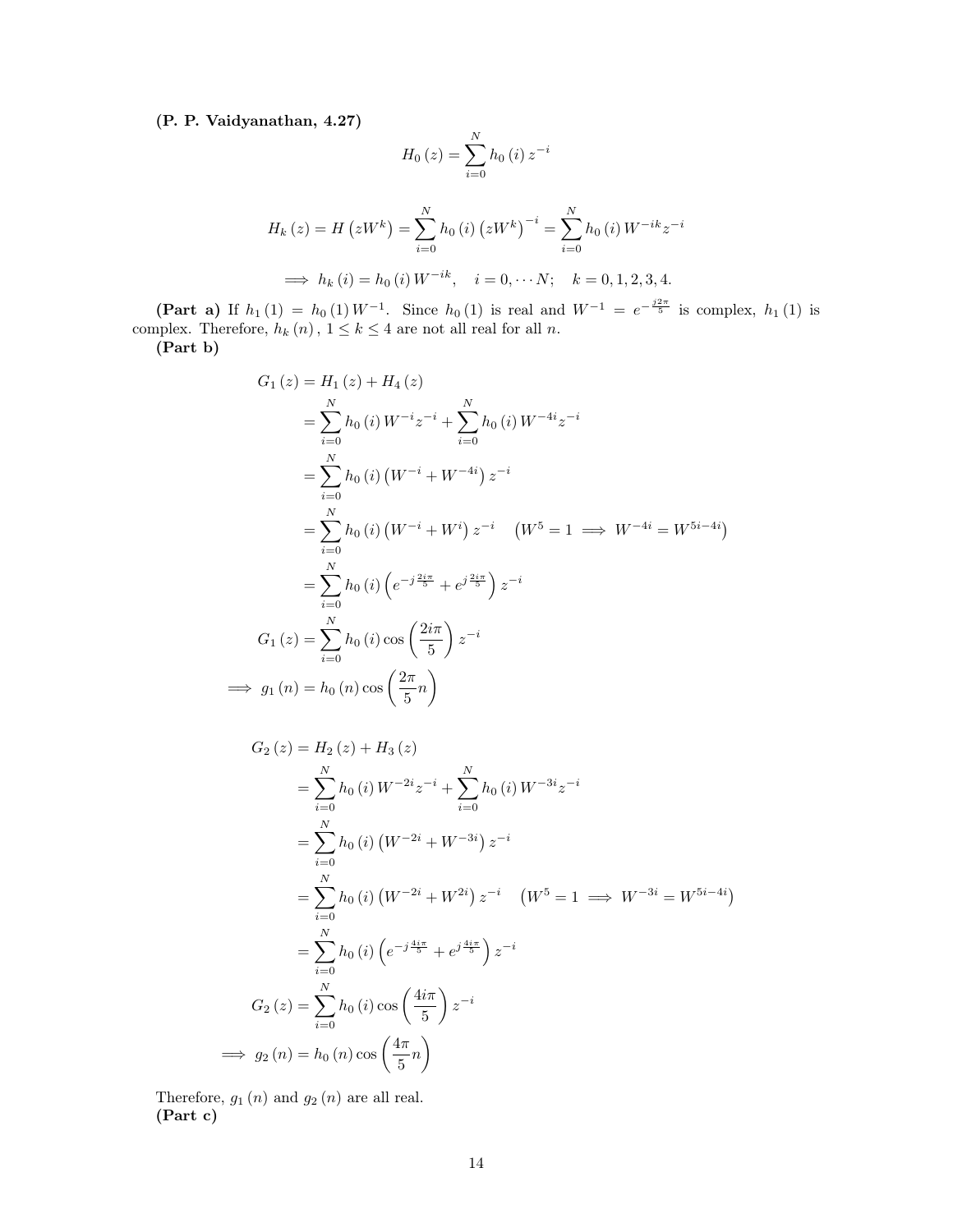**(P. P. Vaidyanathan, 4.27)**

$$H_0(z) = \sum_{i=0}^{N} h_0(i) z^{-i}$$

$$H_k(z) = H\left(zW^k\right) = \sum_{i=0}^{N} h_0(i)\left(zW^k\right)^{-i} = \sum_{i=0}^{N} h_0(i) W^{-ik} z^{-i}$$

$$\implies h_k(i) = h_0(i) W^{-ik}, \quad i = 0, \cdots N; \quad k = 0, 1, 2, 3, 4.$$

**(Part a)** If $h_1(1) = h_0(1) W^{-1}$. Since $h_0(1)$ is real and $W^{-1} = e^{-\frac{j2\pi}{5}}$ is complex, $h_1(1)$ is complex. Therefore, $h_k(n)$, $1 \leq k \leq 4$ are not all real for all $n$.

**(Part b)**

$$\begin{aligned}
G_1(z) &= H_1(z) + H_4(z) \\
&= \sum_{i=0}^{N} h_0(i) W^{-i} z^{-i} + \sum_{i=0}^{N} h_0(i) W^{-4i} z^{-i} \\
&= \sum_{i=0}^{N} h_0(i)\left(W^{-i} + W^{-4i}\right) z^{-i} \\
&= \sum_{i=0}^{N} h_0(i)\left(W^{-i} + W^{i}\right) z^{-i} \quad \left(W^5 = 1 \implies W^{-4i} = W^{5i-4i}\right) \\
&= \sum_{i=0}^{N} h_0(i)\left(e^{-j\frac{2i\pi}{5}} + e^{j\frac{2i\pi}{5}}\right) z^{-i} \\
G_1(z) &= \sum_{i=0}^{N} h_0(i) \cos\left(\frac{2i\pi}{5}\right) z^{-i} \\
\implies g_1(n) &= h_0(n) \cos\left(\frac{2\pi}{5} n\right)
\end{aligned}$$

$$\begin{aligned}
G_2(z) &= H_2(z) + H_3(z) \\
&= \sum_{i=0}^{N} h_0(i) W^{-2i} z^{-i} + \sum_{i=0}^{N} h_0(i) W^{-3i} z^{-i} \\
&= \sum_{i=0}^{N} h_0(i)\left(W^{-2i} + W^{-3i}\right) z^{-i} \\
&= \sum_{i=0}^{N} h_0(i)\left(W^{-2i} + W^{2i}\right) z^{-i} \quad \left(W^5 = 1 \implies W^{-3i} = W^{5i-4i}\right) \\
&= \sum_{i=0}^{N} h_0(i)\left(e^{-j\frac{4i\pi}{5}} + e^{j\frac{4i\pi}{5}}\right) z^{-i} \\
G_2(z) &= \sum_{i=0}^{N} h_0(i) \cos\left(\frac{4i\pi}{5}\right) z^{-i} \\
\implies g_2(n) &= h_0(n) \cos\left(\frac{4\pi}{5} n\right)
\end{aligned}$$

Therefore, $g_1(n)$ and $g_2(n)$ are all real.

**(Part c)**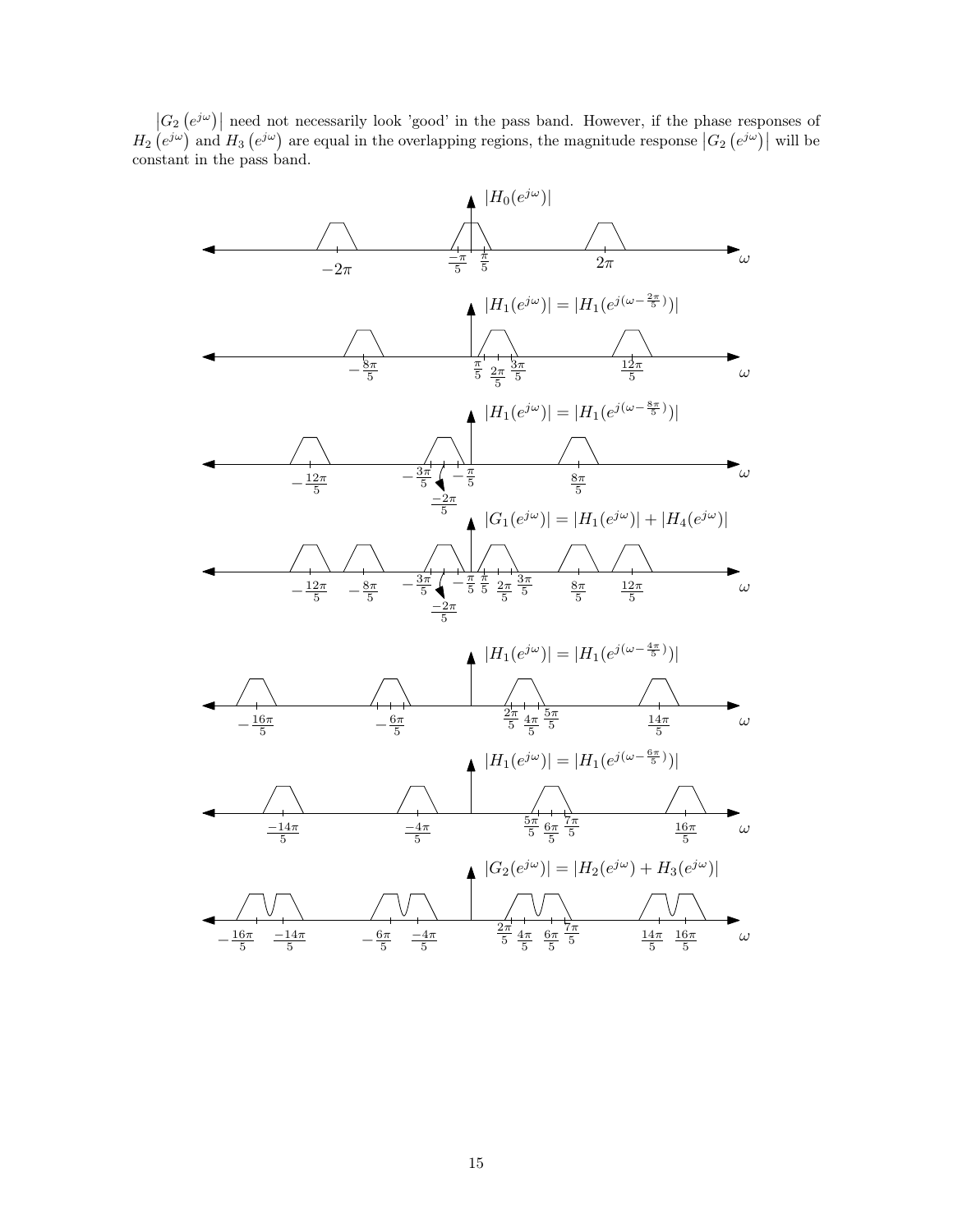$\left|G_2\left(e^{j\omega}\right)\right|$ need not necessarily look 'good' in the pass band. However, if the phase responses of $H_2\left(e^{j\omega}\right)$ and $H_3\left(e^{j\omega}\right)$ are equal in the overlapping regions, the magnitude response $\left|G_2\left(e^{j\omega}\right)\right|$ will be constant in the pass band.

$|H_0(e^{j\omega})|$

$|H_1(e^{j\omega})| = |H_1(e^{j(\omega - \frac{2\pi}{5})})|$

$|H_1(e^{j\omega})| = |H_1(e^{j(\omega - \frac{8\pi}{5})})|$

$|G_1(e^{j\omega})| = |H_1(e^{j\omega})| + |H_4(e^{j\omega})|$

$|H_1(e^{j\omega})| = |H_1(e^{j(\omega - \frac{4\pi}{5})})|$

$|H_1(e^{j\omega})| = |H_1(e^{j(\omega - \frac{6\pi}{5})})|$

$|G_2(e^{j\omega})| = |H_2(e^{j\omega}) + H_3(e^{j\omega})|$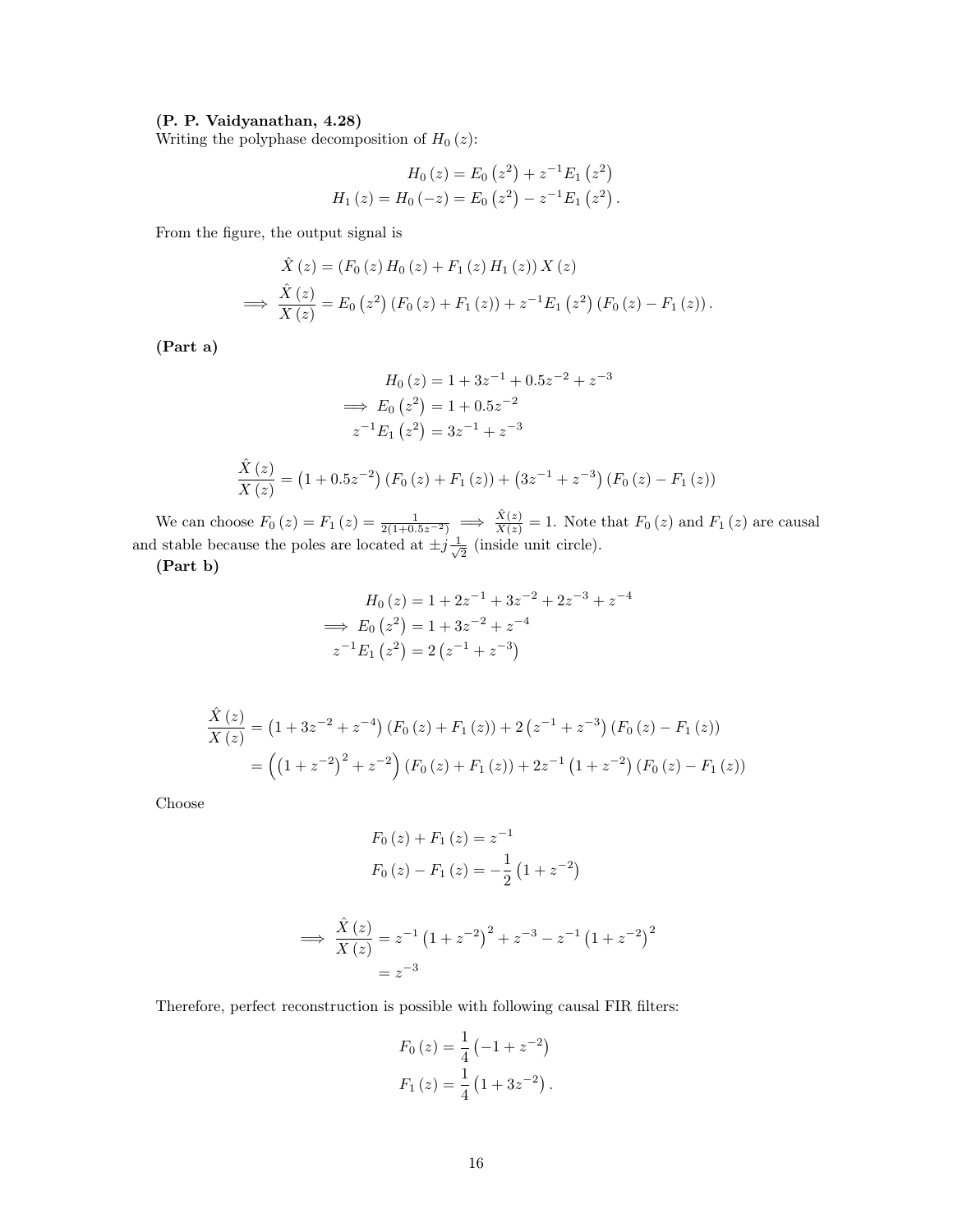**(P. P. Vaidyanathan, 4.28)**
Writing the polyphase decomposition of $H_0(z)$:

$$H_0(z) = E_0(z^2) + z^{-1}E_1(z^2)$$
$$H_1(z) = H_0(-z) = E_0(z^2) - z^{-1}E_1(z^2).$$

From the figure, the output signal is

$$\hat{X}(z) = (F_0(z) H_0(z) + F_1(z) H_1(z)) X(z)$$
$$\implies \frac{\hat{X}(z)}{X(z)} = E_0(z^2)(F_0(z) + F_1(z)) + z^{-1}E_1(z^2)(F_0(z) - F_1(z)).$$

**(Part a)**

$$H_0(z) = 1 + 3z^{-1} + 0.5z^{-2} + z^{-3}$$
$$\implies E_0(z^2) = 1 + 0.5z^{-2}$$
$$z^{-1}E_1(z^2) = 3z^{-1} + z^{-3}$$

$$\frac{\hat{X}(z)}{X(z)} = (1 + 0.5z^{-2})(F_0(z) + F_1(z)) + (3z^{-1} + z^{-3})(F_0(z) - F_1(z))$$

We can choose $F_0(z) = F_1(z) = \frac{1}{2(1+0.5z^{-2})} \implies \frac{\hat{X}(z)}{X(z)} = 1$. Note that $F_0(z)$ and $F_1(z)$ are causal and stable because the poles are located at $\pm j\frac{1}{\sqrt{2}}$ (inside unit circle).

**(Part b)**

$$H_0(z) = 1 + 2z^{-1} + 3z^{-2} + 2z^{-3} + z^{-4}$$
$$\implies E_0(z^2) = 1 + 3z^{-2} + z^{-4}$$
$$z^{-1}E_1(z^2) = 2(z^{-1} + z^{-3})$$

$$\frac{\hat{X}(z)}{X(z)} = (1 + 3z^{-2} + z^{-4})(F_0(z) + F_1(z)) + 2(z^{-1} + z^{-3})(F_0(z) - F_1(z))$$
$$= \left((1 + z^{-2})^2 + z^{-2}\right)(F_0(z) + F_1(z)) + 2z^{-1}(1 + z^{-2})(F_0(z) - F_1(z))$$

Choose

$$F_0(z) + F_1(z) = z^{-1}$$
$$F_0(z) - F_1(z) = -\frac{1}{2}(1 + z^{-2})$$

$$\implies \frac{\hat{X}(z)}{X(z)} = z^{-1}(1 + z^{-2})^2 + z^{-3} - z^{-1}(1 + z^{-2})^2$$
$$= z^{-3}$$

Therefore, perfect reconstruction is possible with following causal FIR filters:

$$F_0(z) = \frac{1}{4}(-1 + z^{-2})$$
$$F_1(z) = \frac{1}{4}(1 + 3z^{-2}).$$